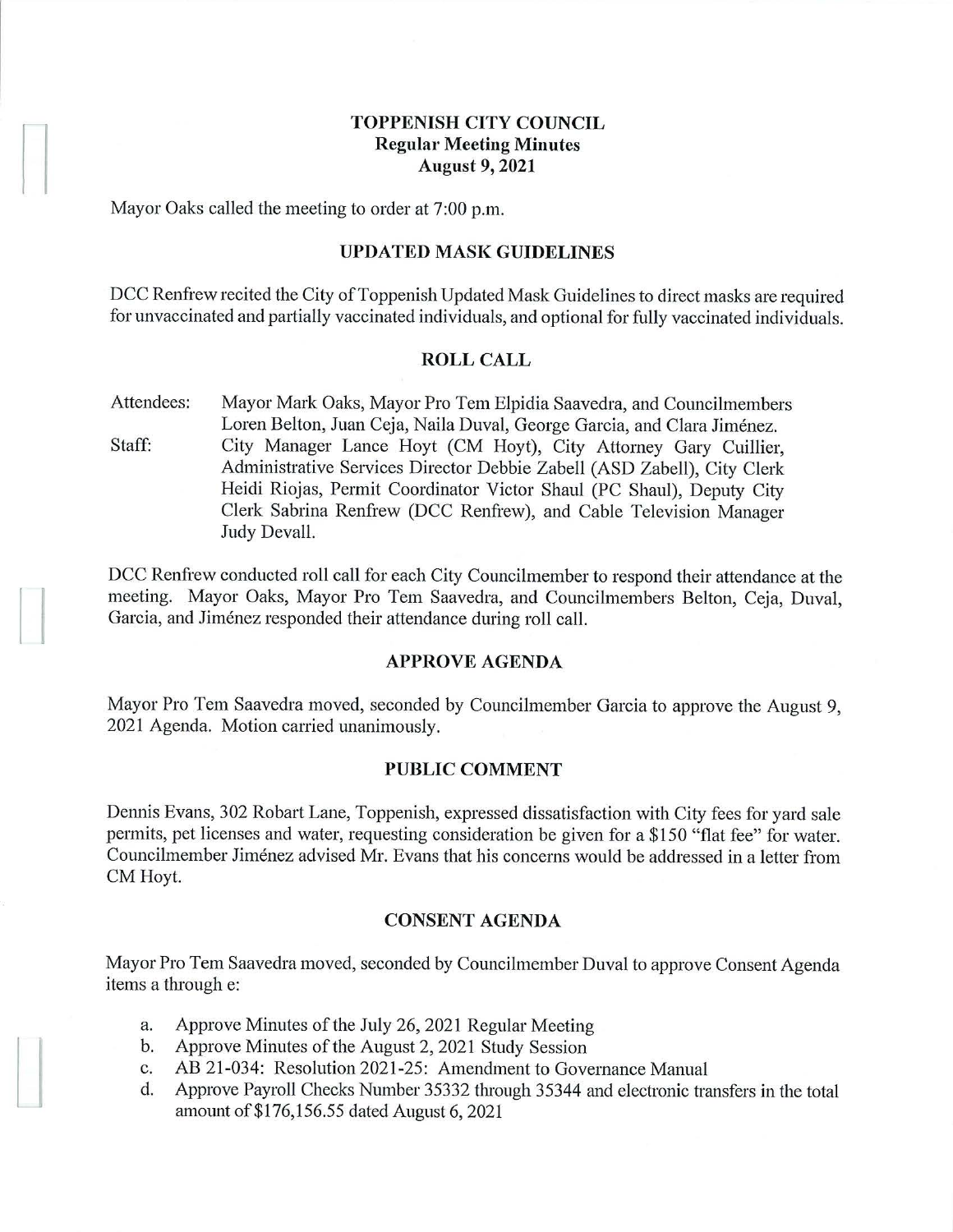# TOPPENISH CITY COUNCIL
## Regular Meeting Minutes
## August 9, 2021

Mayor Oaks called the meeting to order at 7:00 p.m.

## UPDATED MASK GUIDELINES

DCC Renfrew recited the City of Toppenish Updated Mask Guidelines to direct masks are required for unvaccinated and partially vaccinated individuals, and optional for fully vaccinated individuals.

## ROLL CALL

Attendees: Mayor Mark Oaks, Mayor Pro Tem Elpidia Saavedra, and Councilmembers Loren Belton, Juan Ceja, Naila Duval, George Garcia, and Clara Jiménez.

Staff: City Manager Lance Hoyt (CM Hoyt), City Attorney Gary Cuillier, Administrative Services Director Debbie Zabell (ASD Zabell), City Clerk Heidi Riojas, Permit Coordinator Victor Shaul (PC Shaul), Deputy City Clerk Sabrina Renfrew (DCC Renfrew), and Cable Television Manager Judy Devall.

DCC Renfrew conducted roll call for each City Councilmember to respond their attendance at the meeting. Mayor Oaks, Mayor Pro Tem Saavedra, and Councilmembers Belton, Ceja, Duval, Garcia, and Jiménez responded their attendance during roll call.

## APPROVE AGENDA

Mayor Pro Tem Saavedra moved, seconded by Councilmember Garcia to approve the August 9, 2021 Agenda. Motion carried unanimously.

## PUBLIC COMMENT

Dennis Evans, 302 Robart Lane, Toppenish, expressed dissatisfaction with City fees for yard sale permits, pet licenses and water, requesting consideration be given for a $150 "flat fee" for water. Councilmember Jiménez advised Mr. Evans that his concerns would be addressed in a letter from CM Hoyt.

## CONSENT AGENDA

Mayor Pro Tem Saavedra moved, seconded by Councilmember Duval to approve Consent Agenda items a through e:

a. Approve Minutes of the July 26, 2021 Regular Meeting
b. Approve Minutes of the August 2, 2021 Study Session
c. AB 21-034: Resolution 2021-25: Amendment to Governance Manual
d. Approve Payroll Checks Number 35332 through 35344 and electronic transfers in the total amount of $176,156.55 dated August 6, 2021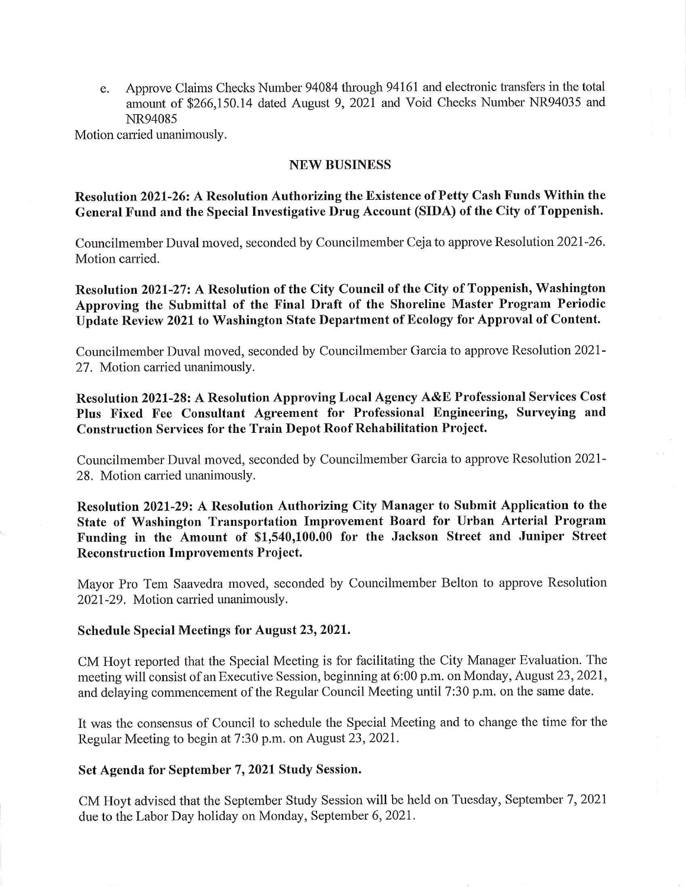e. Approve Claims Checks Number 94084 through 94161 and electronic transfers in the total amount of $266,150.14 dated August 9, 2021 and Void Checks Number NR94035 and NR94085

Motion carried unanimously.

## NEW BUSINESS

**Resolution 2021-26: A Resolution Authorizing the Existence of Petty Cash Funds Within the General Fund and the Special Investigative Drug Account (SIDA) of the City of Toppenish.**

Councilmember Duval moved, seconded by Councilmember Ceja to approve Resolution 2021-26. Motion carried.

**Resolution 2021-27: A Resolution of the City Council of the City of Toppenish, Washington Approving the Submittal of the Final Draft of the Shoreline Master Program Periodic Update Review 2021 to Washington State Department of Ecology for Approval of Content.**

Councilmember Duval moved, seconded by Councilmember Garcia to approve Resolution 2021-27. Motion carried unanimously.

**Resolution 2021-28: A Resolution Approving Local Agency A&E Professional Services Cost Plus Fixed Fee Consultant Agreement for Professional Engineering, Surveying and Construction Services for the Train Depot Roof Rehabilitation Project.**

Councilmember Duval moved, seconded by Councilmember Garcia to approve Resolution 2021-28. Motion carried unanimously.

**Resolution 2021-29: A Resolution Authorizing City Manager to Submit Application to the State of Washington Transportation Improvement Board for Urban Arterial Program Funding in the Amount of $1,540,100.00 for the Jackson Street and Juniper Street Reconstruction Improvements Project.**

Mayor Pro Tem Saavedra moved, seconded by Councilmember Belton to approve Resolution 2021-29. Motion carried unanimously.

**Schedule Special Meetings for August 23, 2021.**

CM Hoyt reported that the Special Meeting is for facilitating the City Manager Evaluation. The meeting will consist of an Executive Session, beginning at 6:00 p.m. on Monday, August 23, 2021, and delaying commencement of the Regular Council Meeting until 7:30 p.m. on the same date.

It was the consensus of Council to schedule the Special Meeting and to change the time for the Regular Meeting to begin at 7:30 p.m. on August 23, 2021.

**Set Agenda for September 7, 2021 Study Session.**

CM Hoyt advised that the September Study Session will be held on Tuesday, September 7, 2021 due to the Labor Day holiday on Monday, September 6, 2021.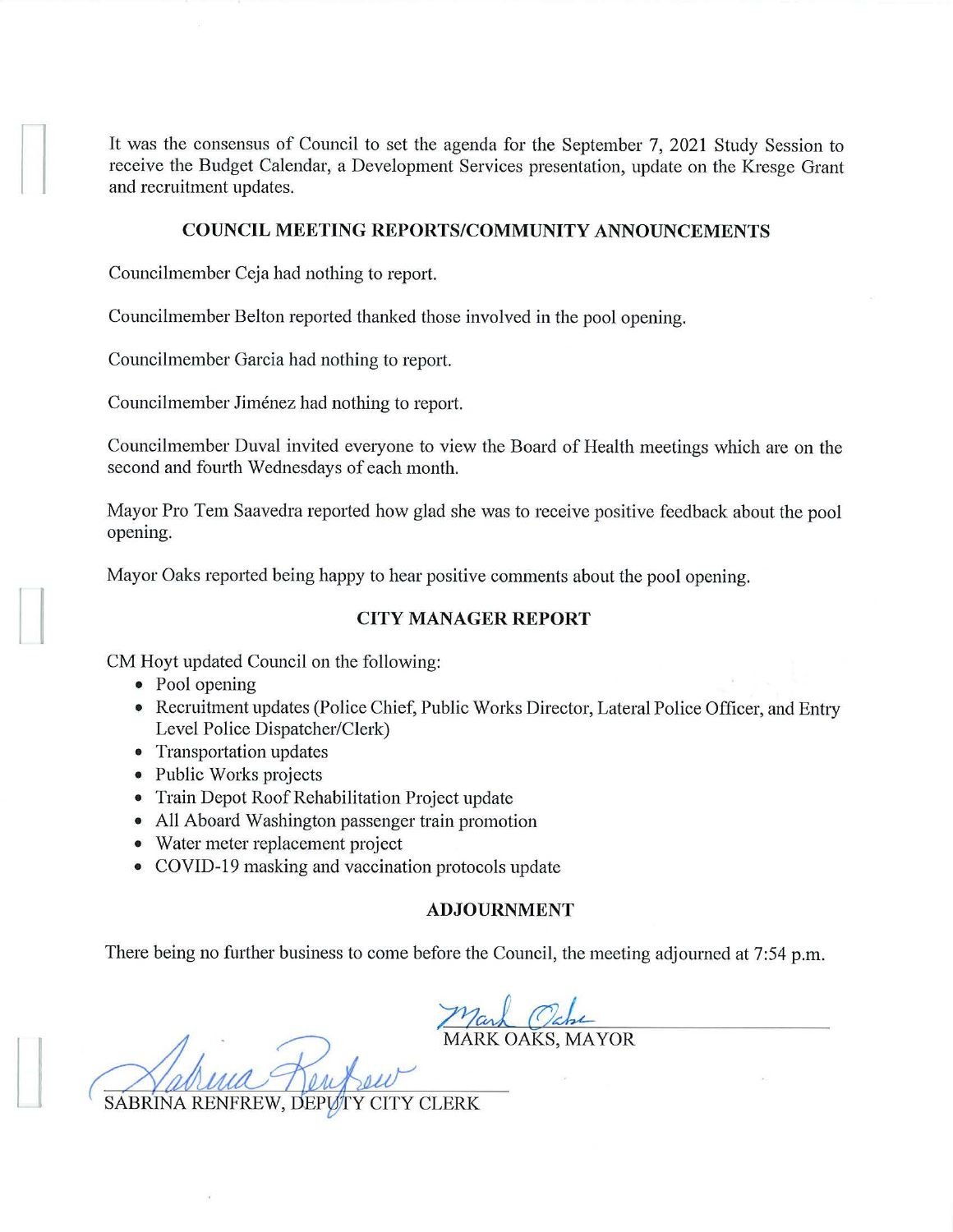It was the consensus of Council to set the agenda for the September 7, 2021 Study Session to receive the Budget Calendar, a Development Services presentation, update on the Kresge Grant and recruitment updates.

## COUNCIL MEETING REPORTS/COMMUNITY ANNOUNCEMENTS

Councilmember Ceja had nothing to report.

Councilmember Belton reported thanked those involved in the pool opening.

Councilmember Garcia had nothing to report.

Councilmember Jiménez had nothing to report.

Councilmember Duval invited everyone to view the Board of Health meetings which are on the second and fourth Wednesdays of each month.

Mayor Pro Tem Saavedra reported how glad she was to receive positive feedback about the pool opening.

Mayor Oaks reported being happy to hear positive comments about the pool opening.

## CITY MANAGER REPORT

CM Hoyt updated Council on the following:

- Pool opening
- Recruitment updates (Police Chief, Public Works Director, Lateral Police Officer, and Entry Level Police Dispatcher/Clerk)
- Transportation updates
- Public Works projects
- Train Depot Roof Rehabilitation Project update
- All Aboard Washington passenger train promotion
- Water meter replacement project
- COVID-19 masking and vaccination protocols update

## ADJOURNMENT

There being no further business to come before the Council, the meeting adjourned at 7:54 p.m.

MARK OAKS, MAYOR

SABRINA RENFREW, DEPUTY CITY CLERK